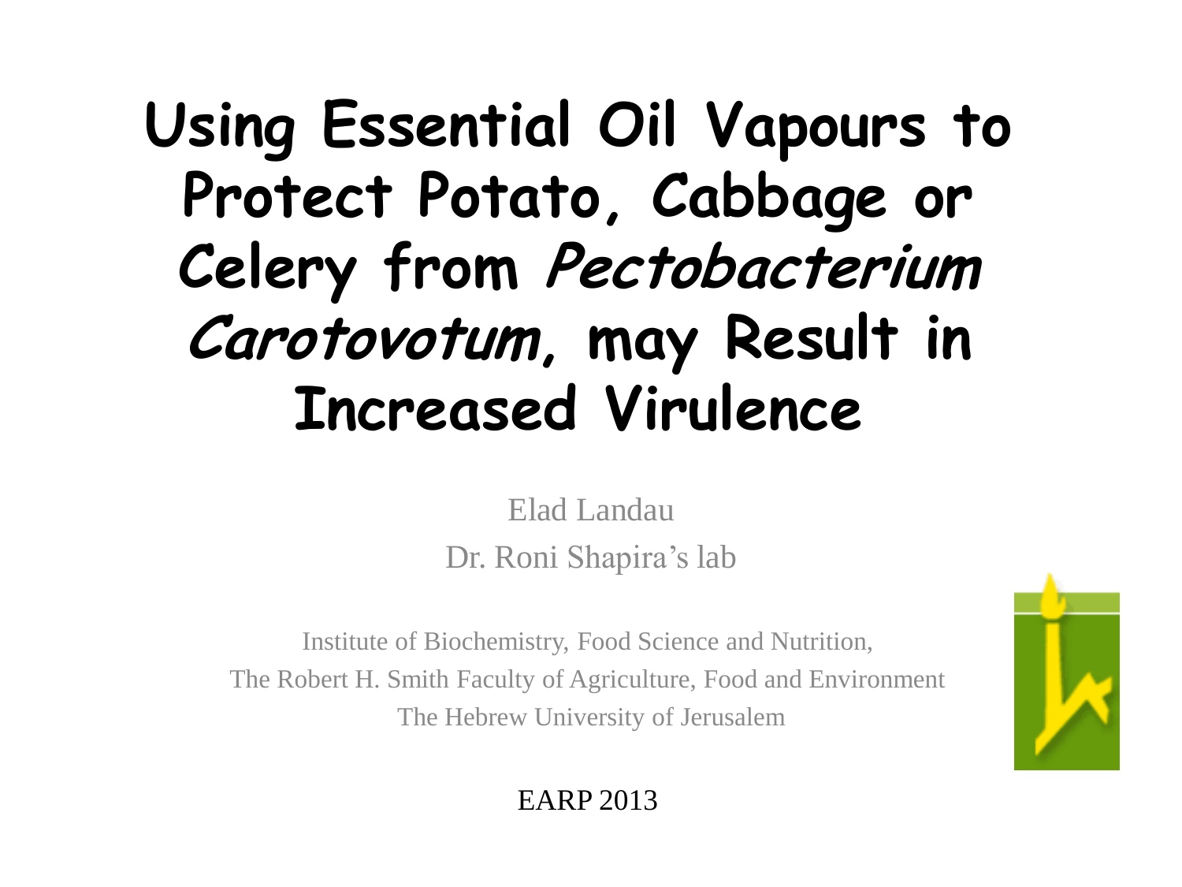# Using Essential Oil Vapours to Protect Potato, Cabbage or Celery from *Pectobacterium Carotovotum*, may Result in Increased Virulence

Elad Landau

Dr. Roni Shapira's lab

Institute of Biochemistry, Food Science and Nutrition,
The Robert H. Smith Faculty of Agriculture, Food and Environment
The Hebrew University of Jerusalem

EARP 2013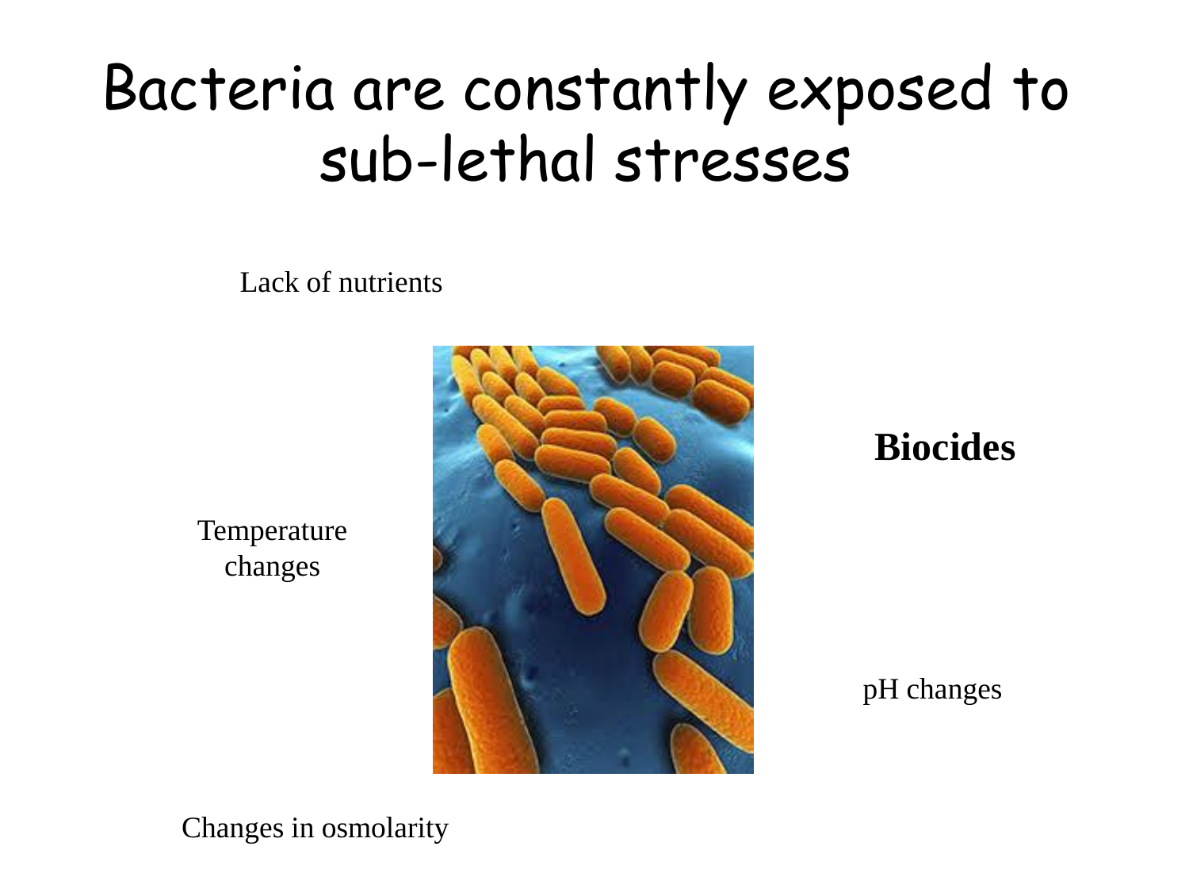# Bacteria are constantly exposed to sub-lethal stresses

Lack of nutrients

**Biocides**

Temperature changes

pH changes

Changes in osmolarity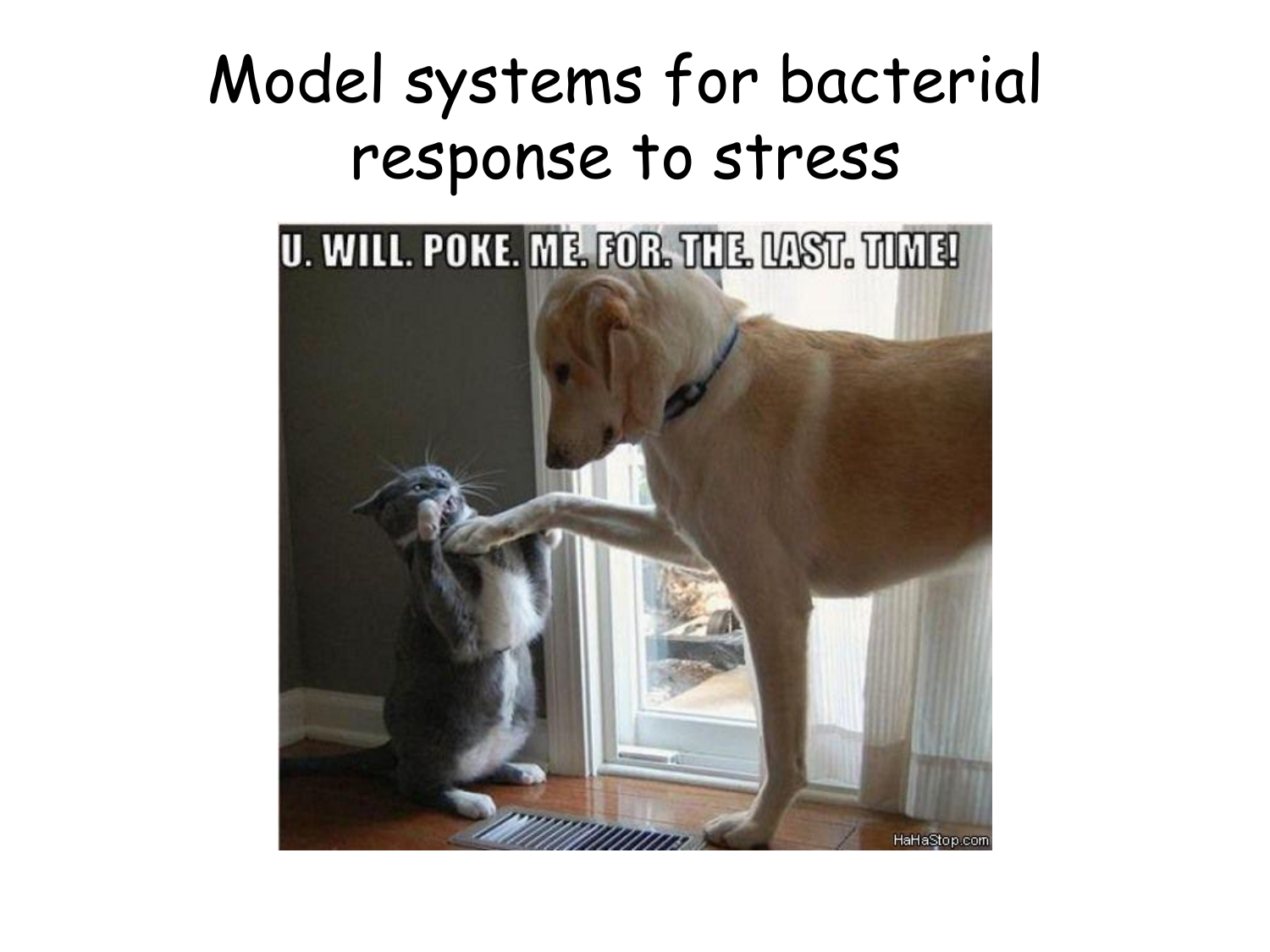# Model systems for bacterial response to stress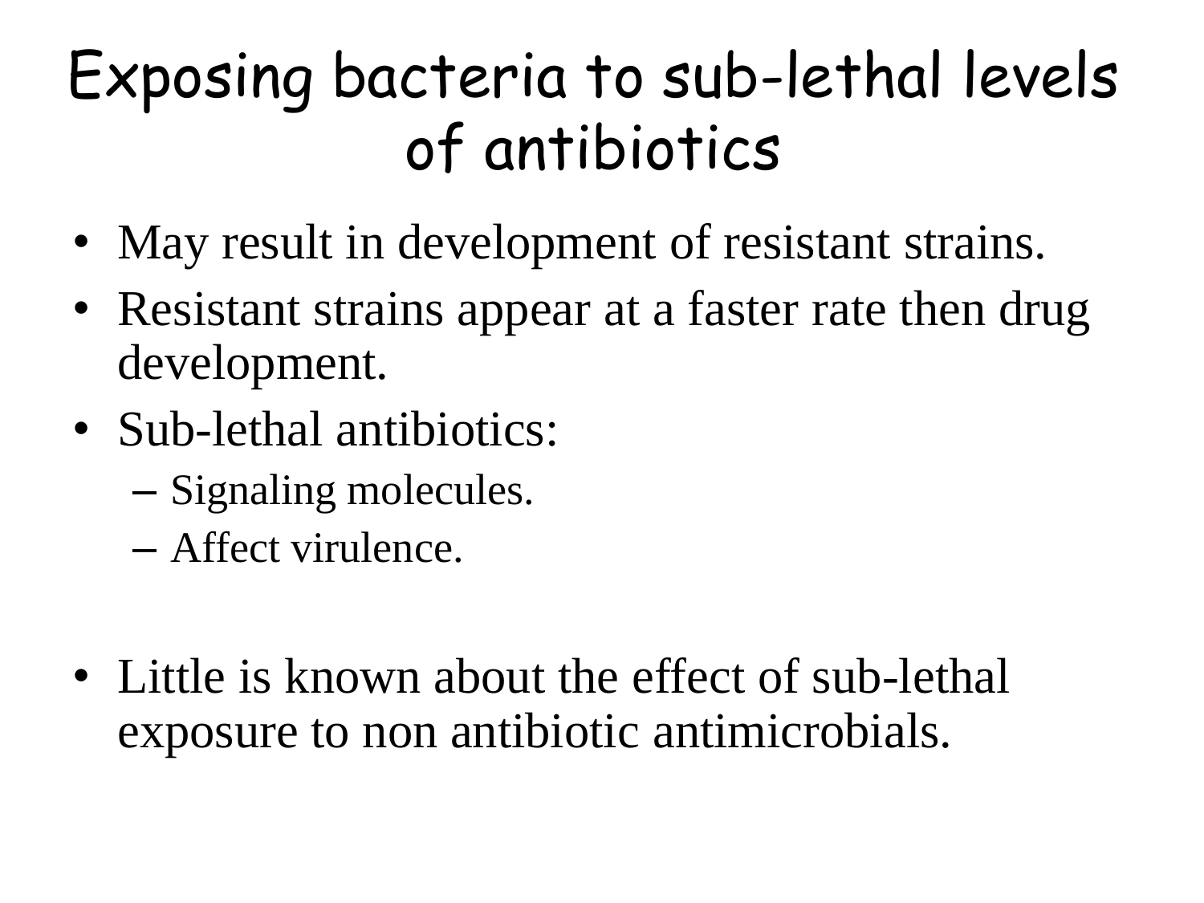# Exposing bacteria to sub-lethal levels of antibiotics

- May result in development of resistant strains.
- Resistant strains appear at a faster rate then drug development.
- Sub-lethal antibiotics:
  - Signaling molecules.
  - Affect virulence.

- Little is known about the effect of sub-lethal exposure to non antibiotic antimicrobials.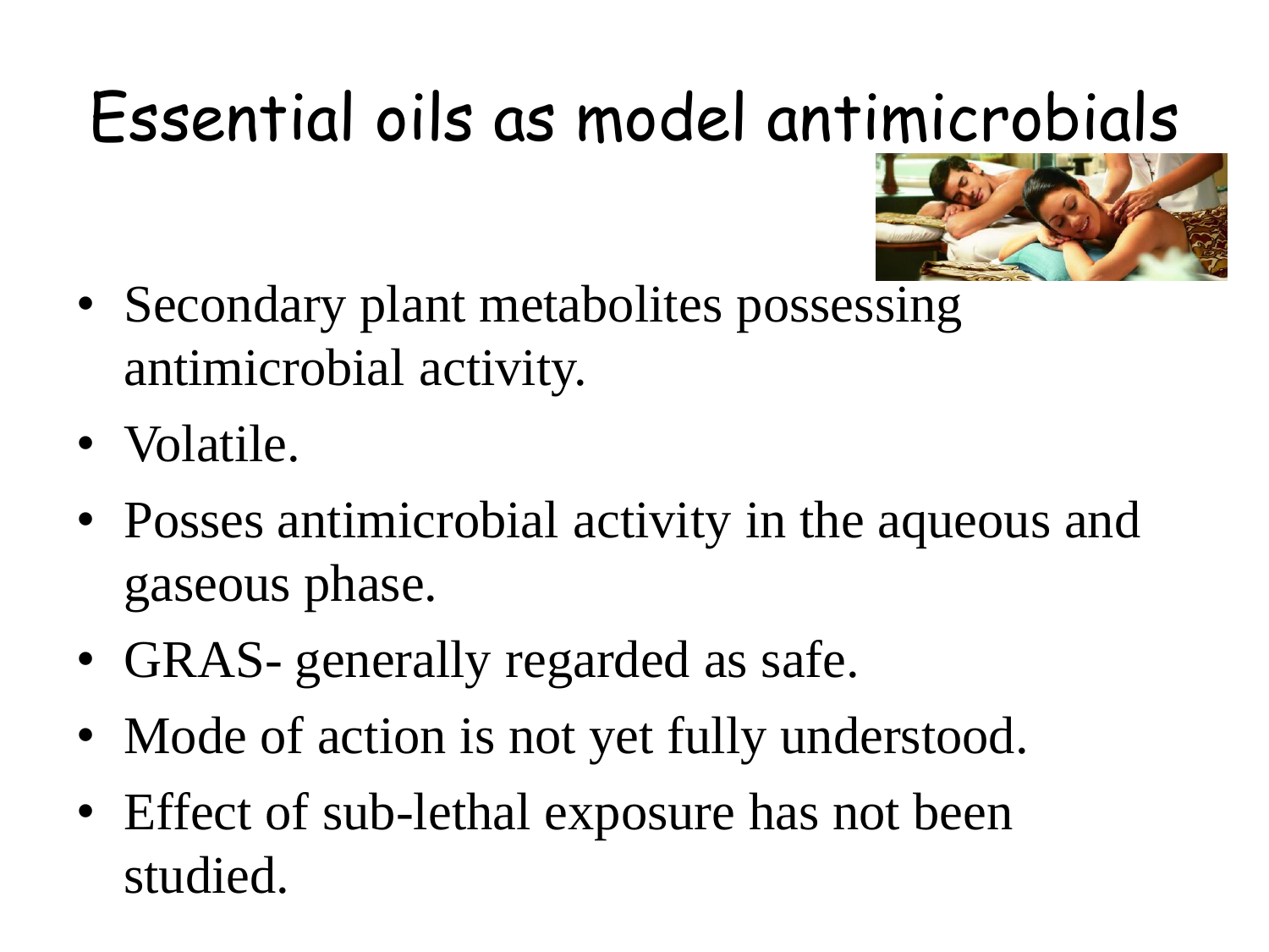# Essential oils as model antimicrobials

- Secondary plant metabolites possessing antimicrobial activity.
- Volatile.
- Posses antimicrobial activity in the aqueous and gaseous phase.
- GRAS- generally regarded as safe.
- Mode of action is not yet fully understood.
- Effect of sub-lethal exposure has not been studied.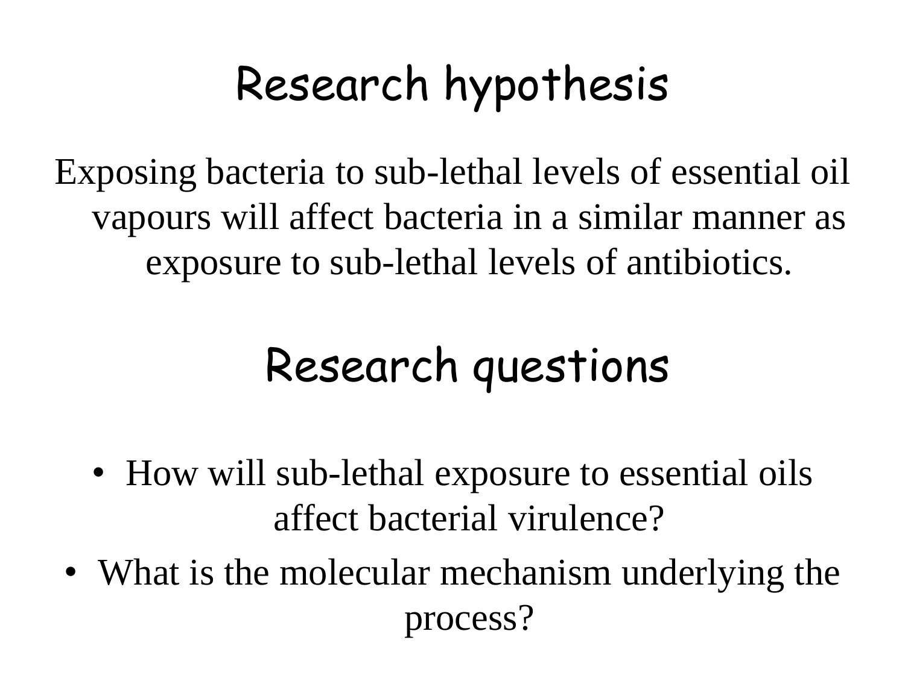# Research hypothesis

Exposing bacteria to sub-lethal levels of essential oil vapours will affect bacteria in a similar manner as exposure to sub-lethal levels of antibiotics.

# Research questions

- How will sub-lethal exposure to essential oils affect bacterial virulence?
- What is the molecular mechanism underlying the process?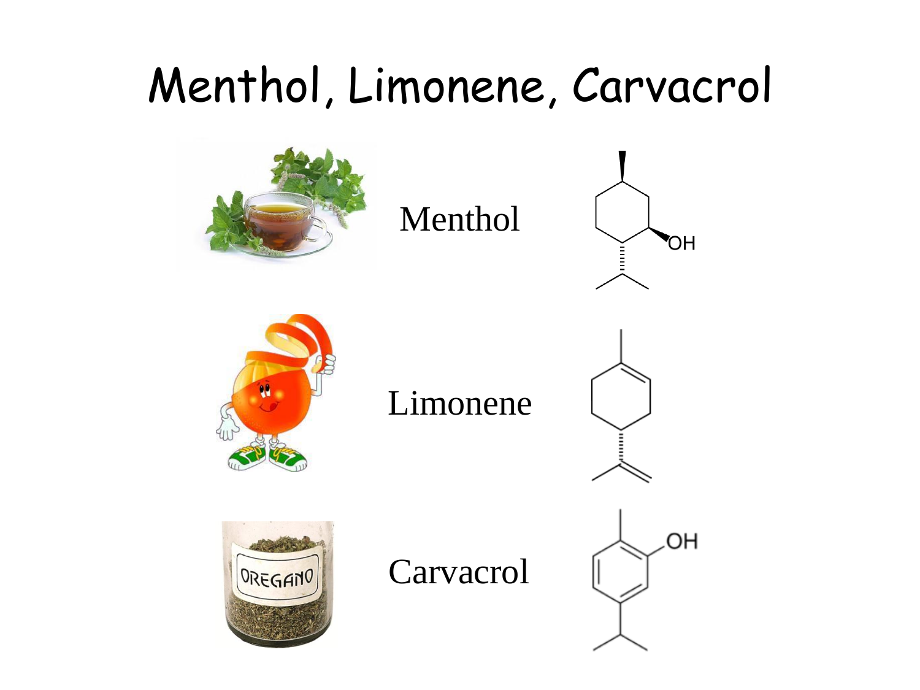# Menthol, Limonene, Carvacrol

Menthol

Limonene

Carvacrol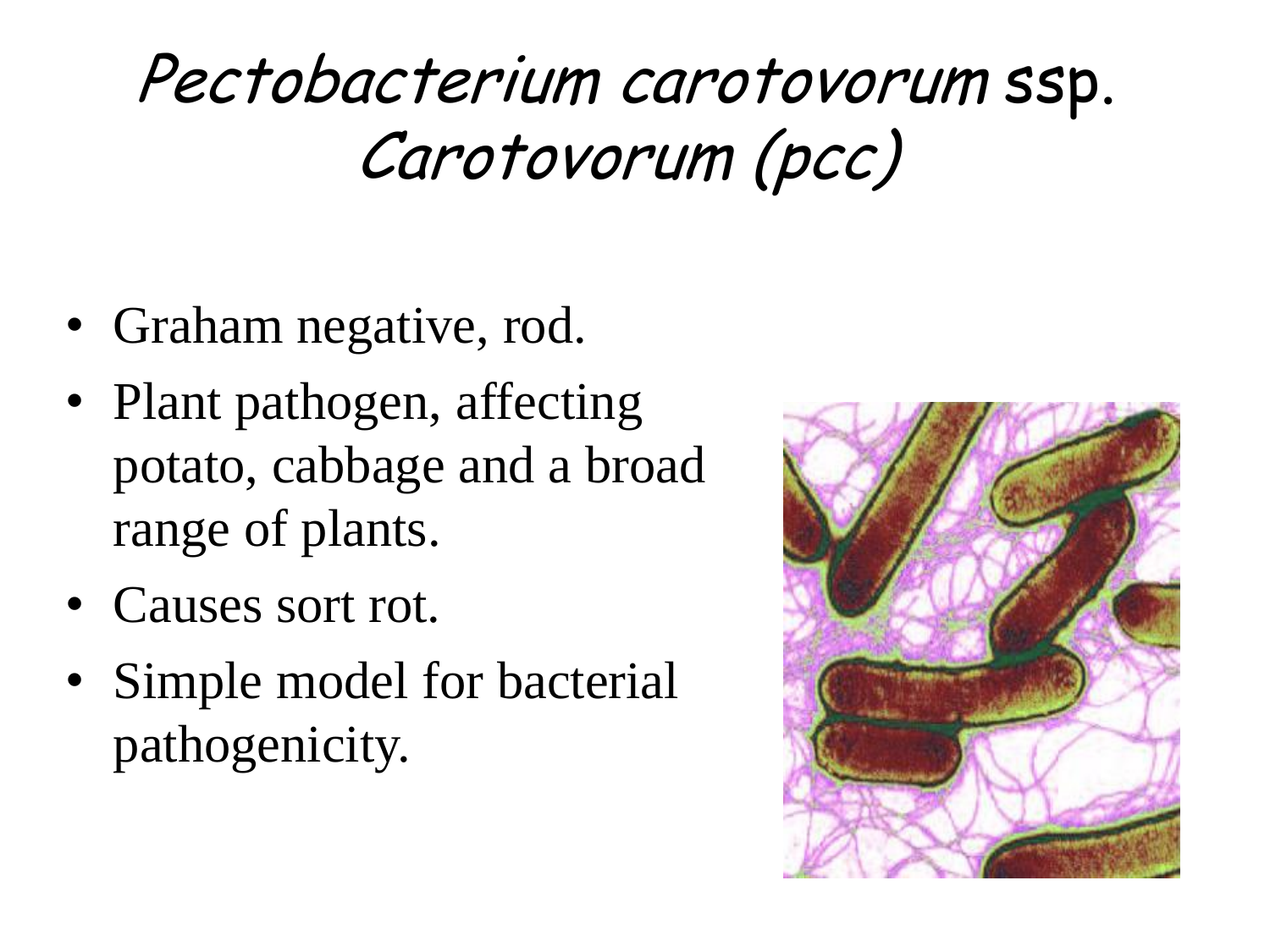# *Pectobacterium carotovorum* ssp. *Carotovorum (pcc)*

- Graham negative, rod.
- Plant pathogen, affecting potato, cabbage and a broad range of plants.
- Causes sort rot.
- Simple model for bacterial pathogenicity.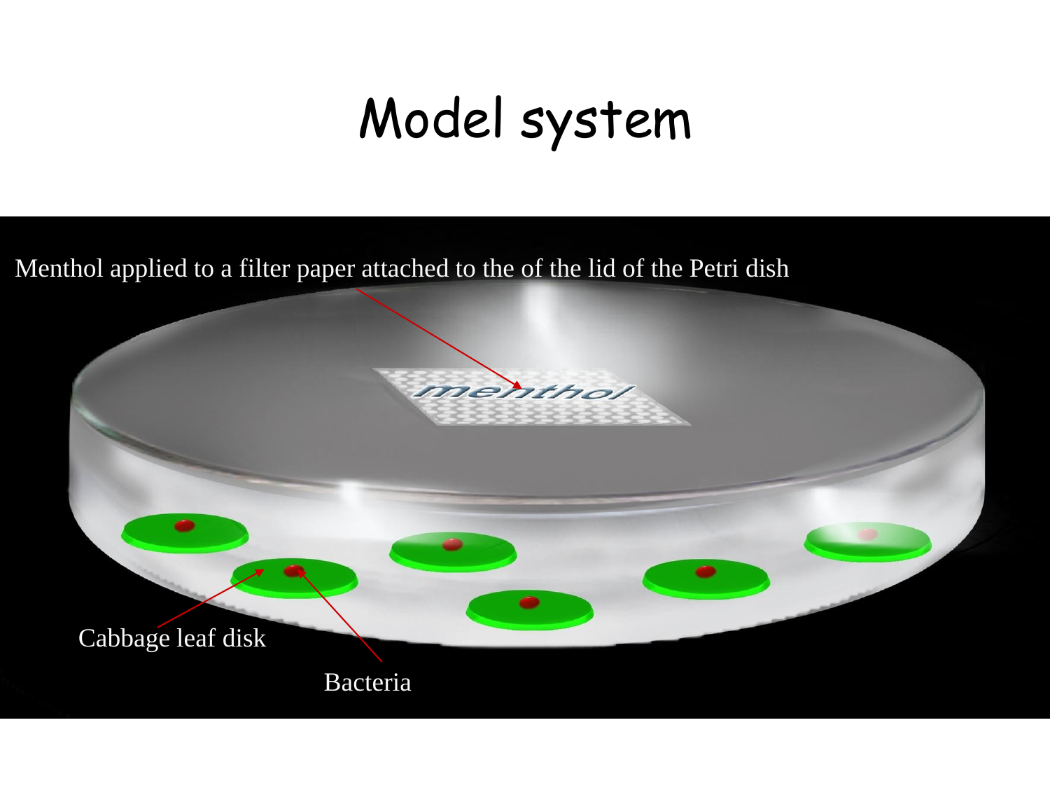# Model system

Menthol applied to a filter paper attached to the of the lid of the Petri dish

menthol

Cabbage leaf disk

Bacteria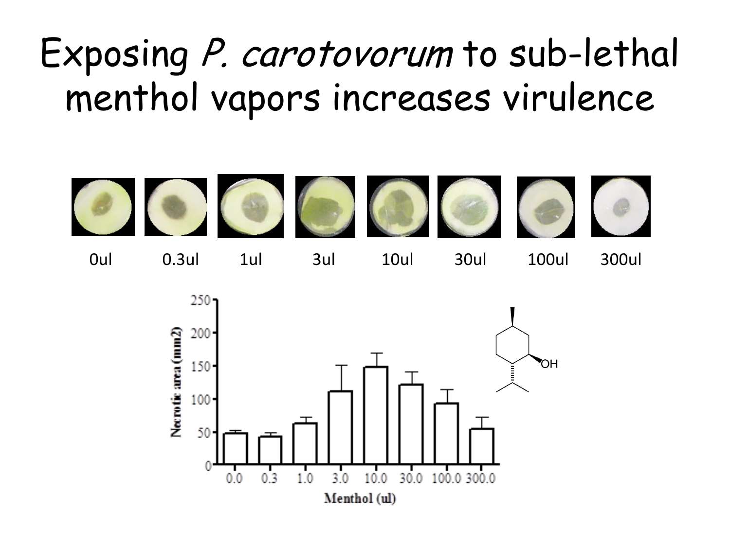# Exposing *P. carotovorum* to sub-lethal menthol vapors increases virulence

0ul 0.3ul 1ul 3ul 10ul 30ul 100ul 300ul

Necrotic area (mm2)

Menthol (ul)

0.0 0.3 1.0 3.0 10.0 30.0 100.0 300.0

OH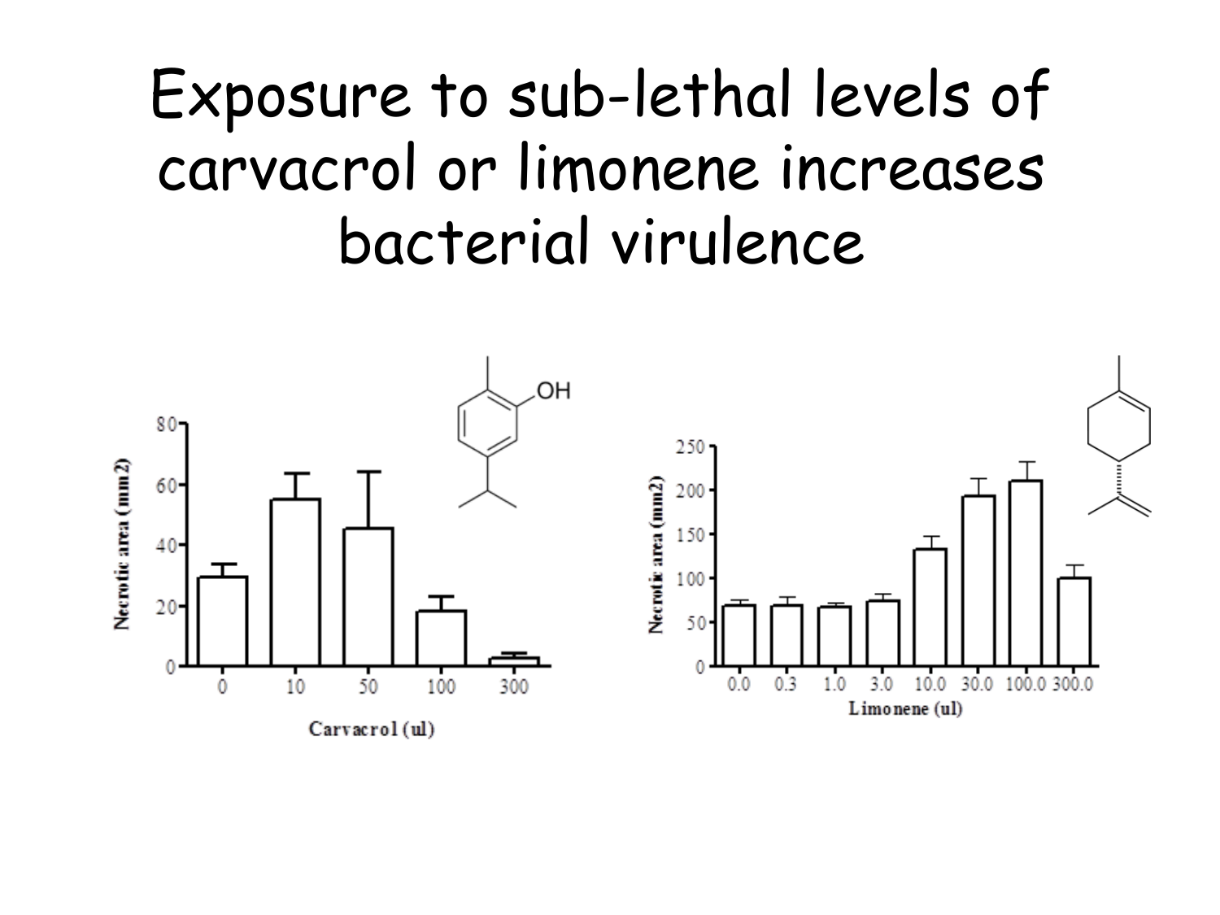# Exposure to sub-lethal levels of carvacrol or limonene increases bacterial virulence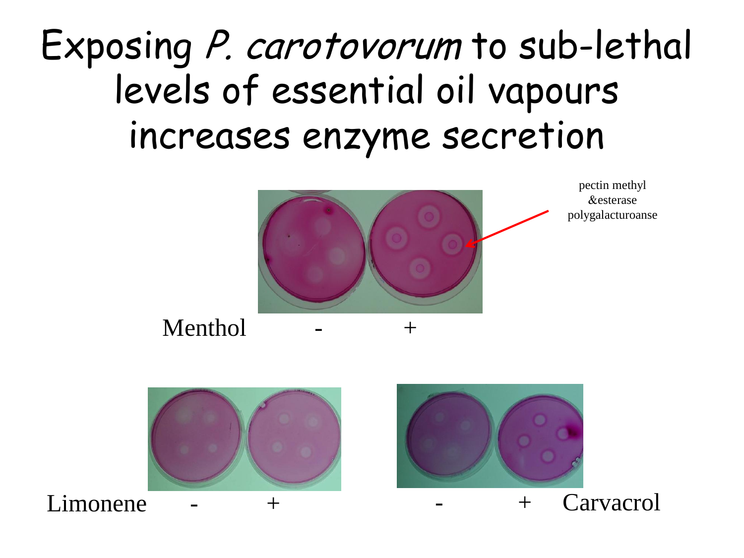# Exposing *P. carotovorum* to sub-lethal levels of essential oil vapours increases enzyme secretion

pectin methyl &esterase polygalacturoanse

Menthol - +

Limonene - +

- + Carvacrol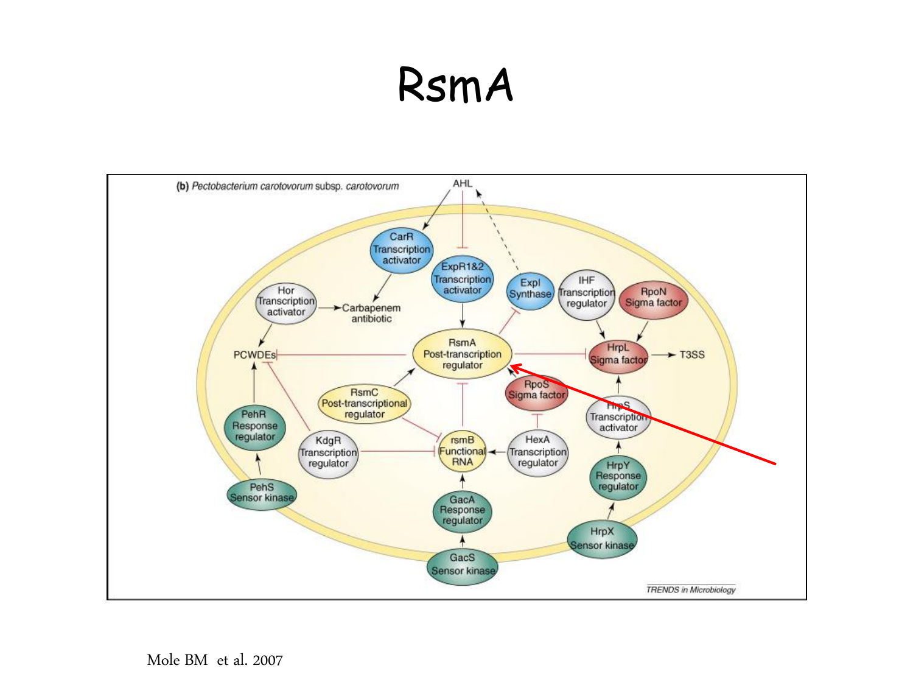# RsmA

(b) *Pectobacterium carotovorum* subsp. *carotovorum*

AHL

CarR Transcription activator

ExpR1&2 Transcription activator

ExpI Synthase

Hor Transcription activator

Carbapenem antibiotic

IHF Transcription regulator

RpoN Sigma factor

PCWDEs

RsmA Post-transcription regulator

HrpL Sigma factor

T3SS

RpoS Sigma factor

RsmC Post-transcriptional regulator

HrpS Transcription activator

PehR Response regulator

KdgR Transcription regulator

rsmB Functional RNA

HexA Transcription regulator

HrpY Response regulator

PehS Sensor kinase

GacA Response regulator

GacS Sensor kinase

HrpX Sensor kinase

TRENDS in Microbiology

Mole BM et al. 2007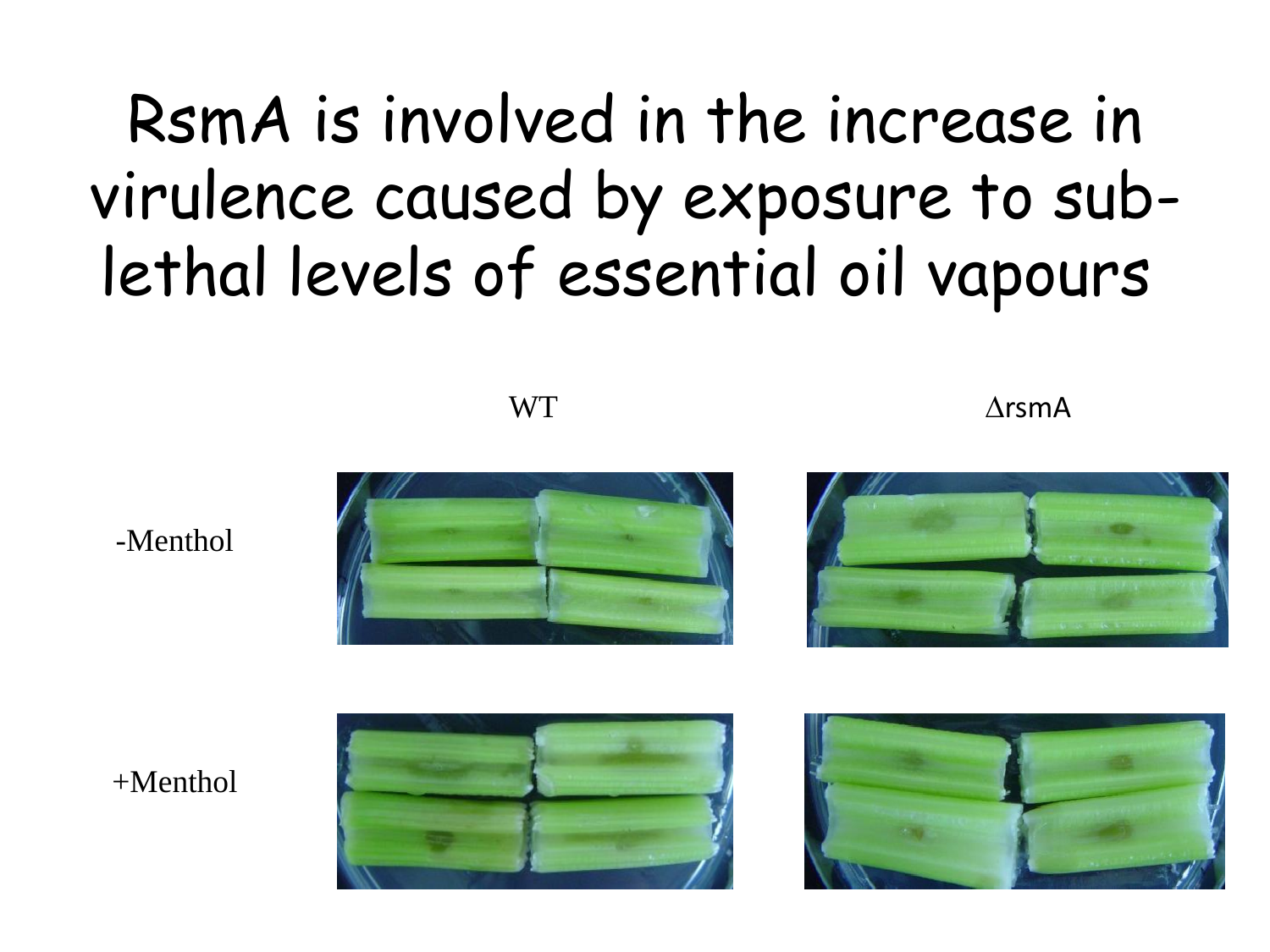# RsmA is involved in the increase in virulence caused by exposure to sub-lethal levels of essential oil vapours

| | WT | $\Delta$rsmA |
| --- | --- | --- |
| -Menthol | | |
| +Menthol | | |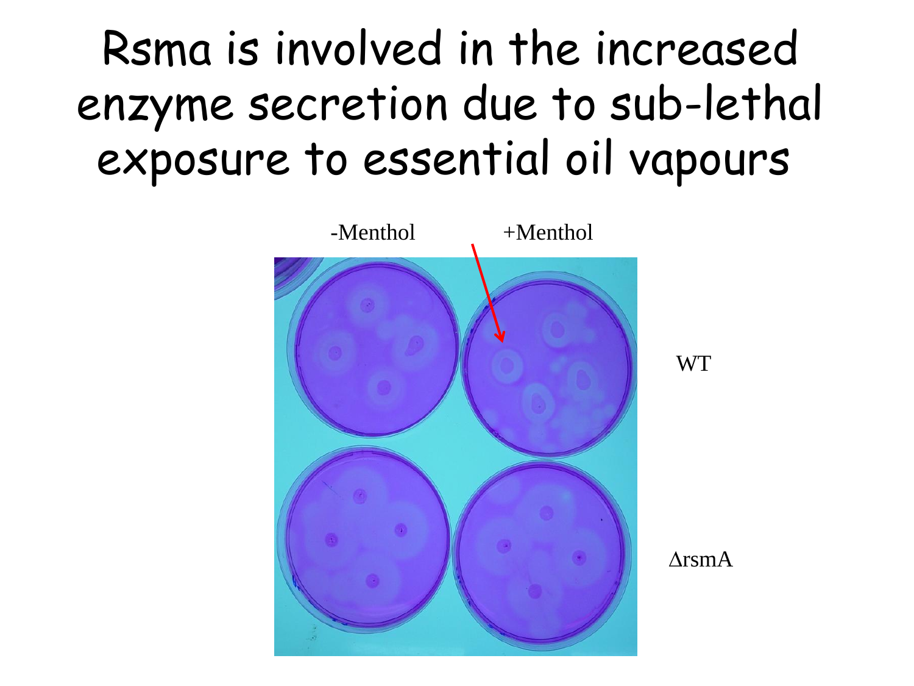# Rsma is involved in the increased enzyme secretion due to sub-lethal exposure to essential oil vapours

-Menthol +Menthol

WT

ΔrsmA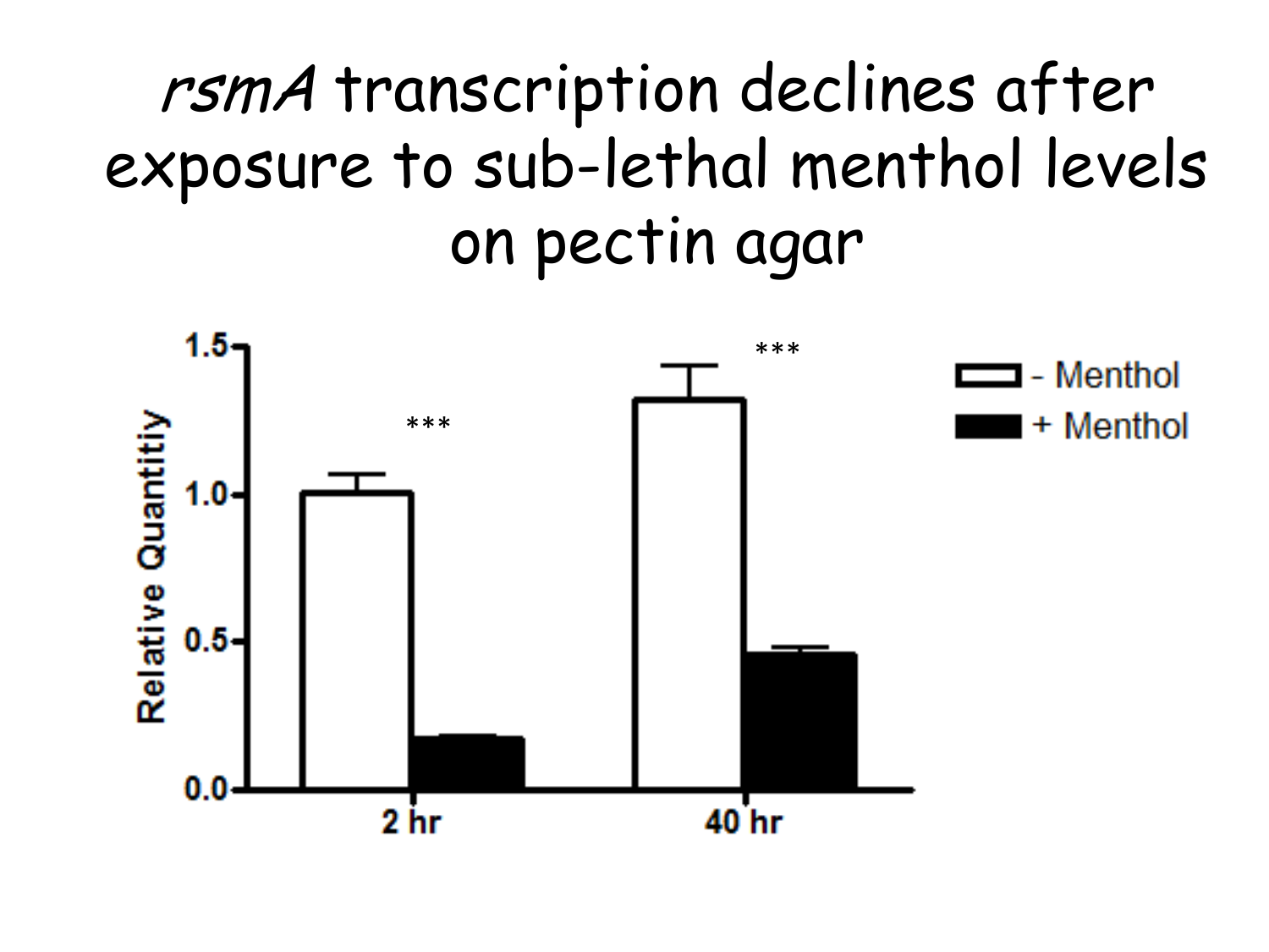# *rsmA* transcription declines after exposure to sub-lethal menthol levels on pectin agar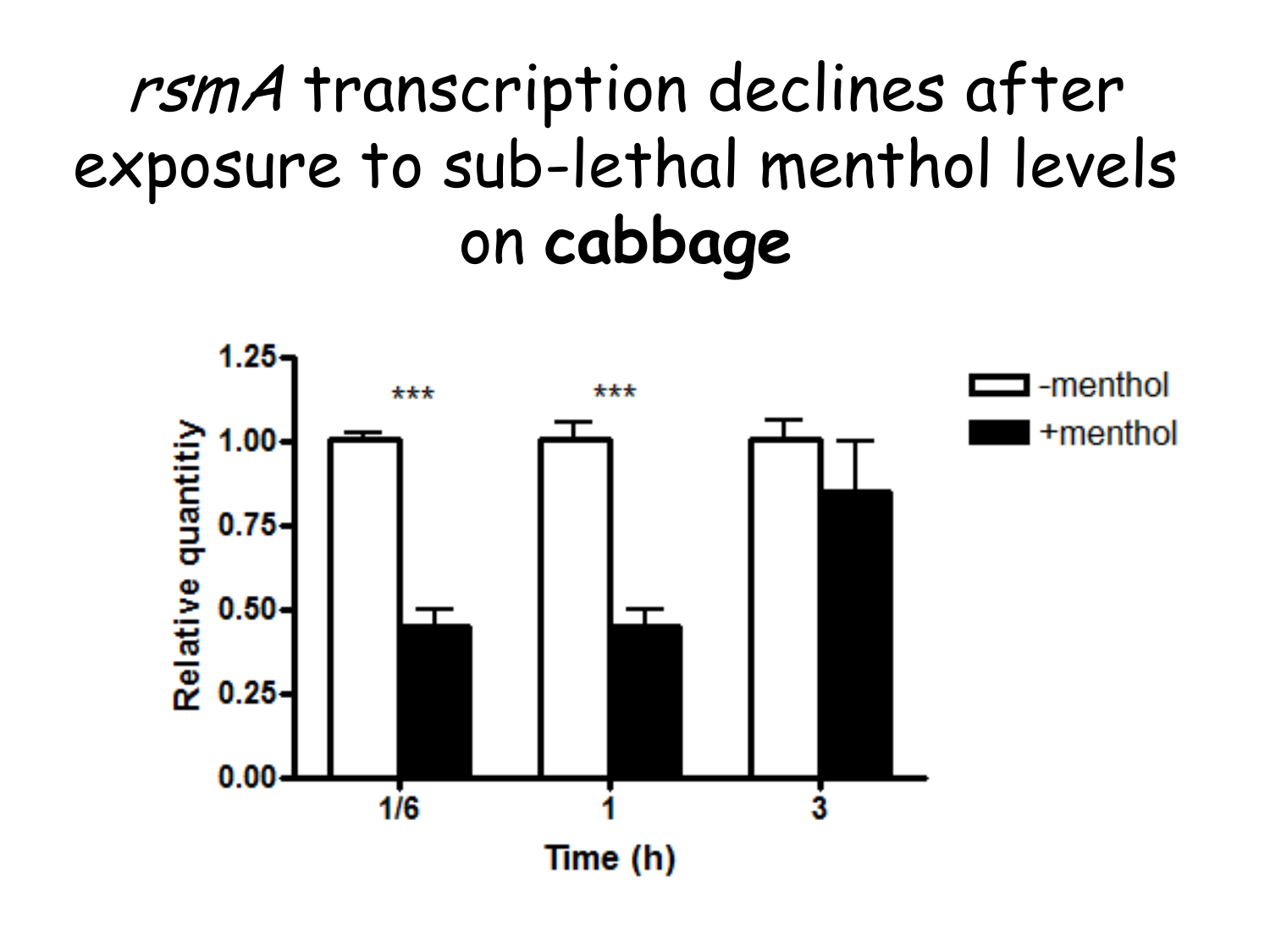# *rsmA* transcription declines after exposure to sub-lethal menthol levels on **cabbage**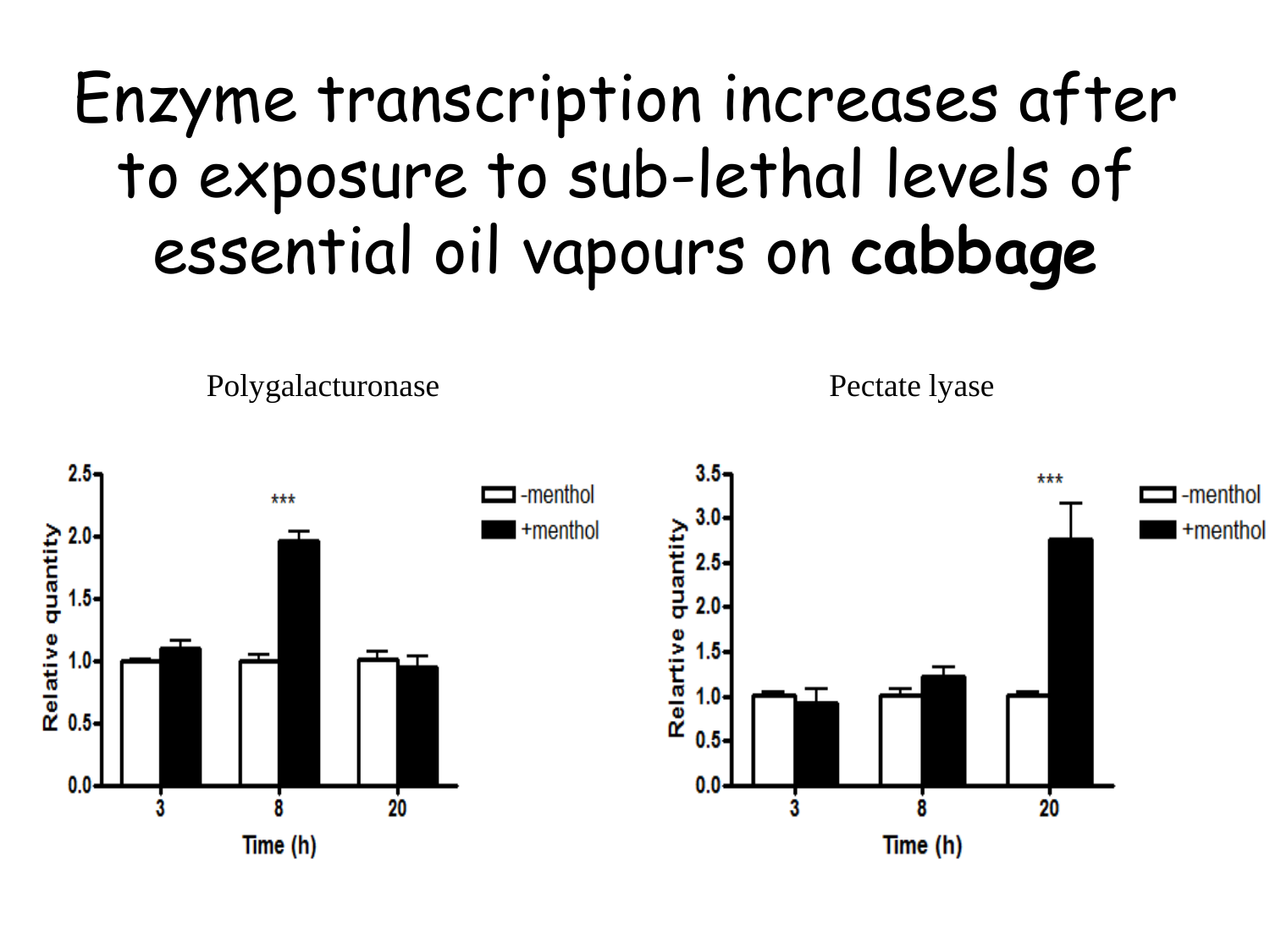# Enzyme transcription increases after to exposure to sub-lethal levels of essential oil vapours on **cabbage**

Polygalacturonase

Pectate lyase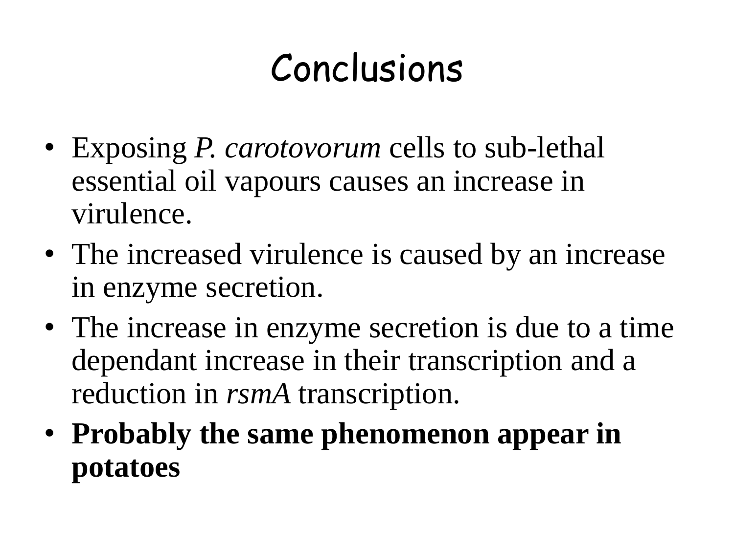# Conclusions

- Exposing *P. carotovorum* cells to sub-lethal essential oil vapours causes an increase in virulence.
- The increased virulence is caused by an increase in enzyme secretion.
- The increase in enzyme secretion is due to a time dependant increase in their transcription and a reduction in *rsmA* transcription.
- **Probably the same phenomenon appear in potatoes**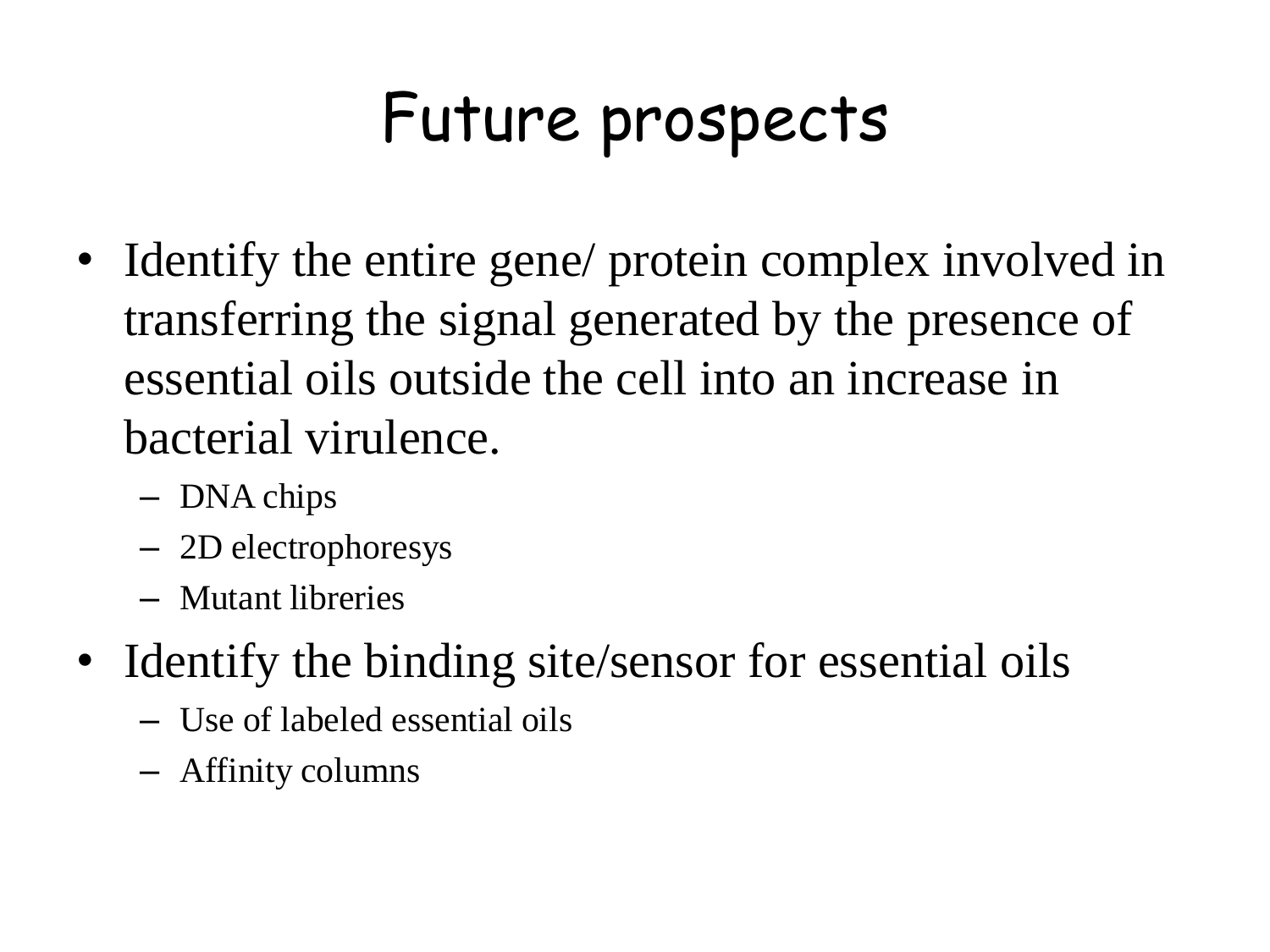# Future prospects

- Identify the entire gene/ protein complex involved in transferring the signal generated by the presence of essential oils outside the cell into an increase in bacterial virulence.
  - DNA chips
  - 2D electrophoresys
  - Mutant libreries
- Identify the binding site/sensor for essential oils
  - Use of labeled essential oils
  - Affinity columns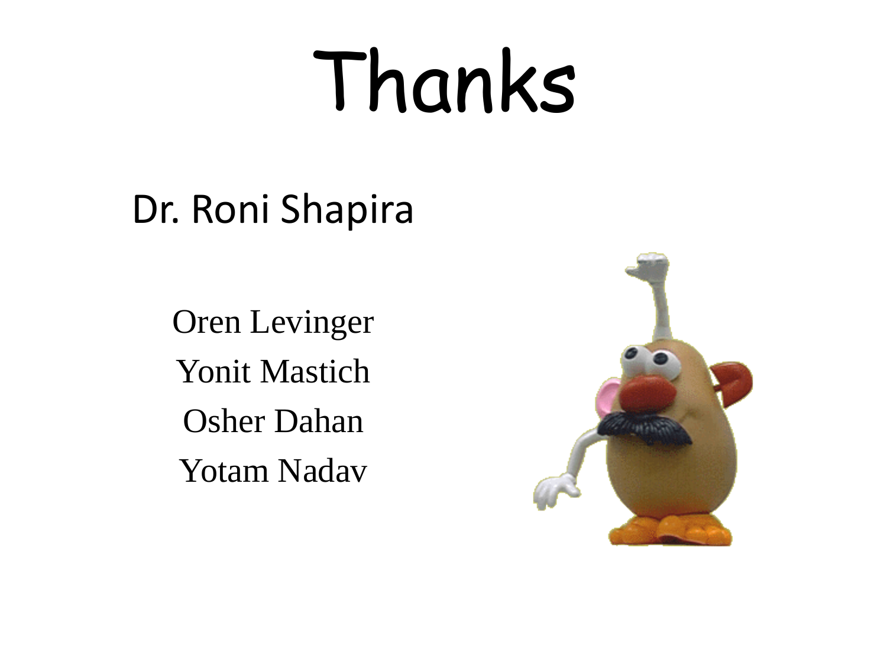# Thanks

## Dr. Roni Shapira

Oren Levinger

Yonit Mastich

Osher Dahan

Yotam Nadav